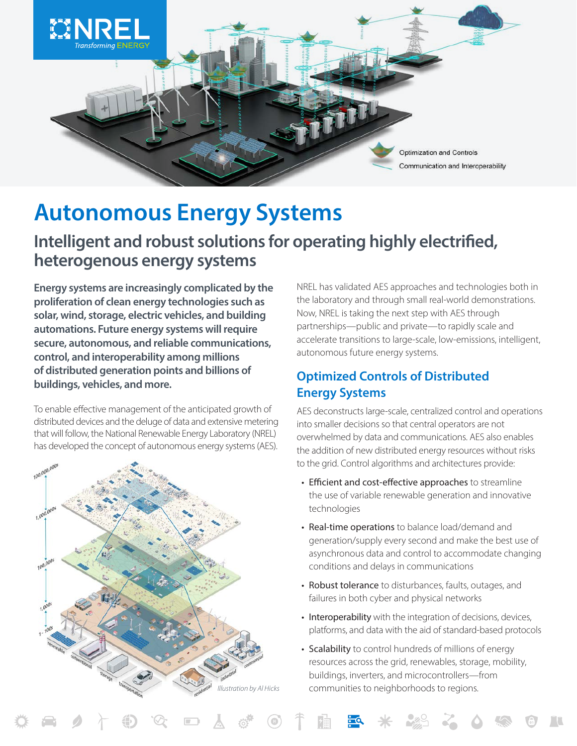# Autonomous Energy Systems

## Intelligent and robust solutions for operating highly electrified, heterogenous energy systems

**Energy systems are increasingly complicated by the proliferation of clean energy technologies such as solar, wind, storage, electric vehicles, and building automations. Future energy systems will require secure, autonomous, and reliable communications, control, and interoperability among millions of distributed generation points and billions of buildings, vehicles, and more.**

To enable effective management of the anticipated growth of distributed devices and the deluge of data and extensive metering that will follow, the National Renewable Energy Laboratory (NREL) has developed the concept of autonomous energy systems (AES).

Illustration by Al Hicks

NREL has validated AES approaches and technologies both in the laboratory and through small real-world demonstrations. Now, NREL is taking the next step with AES through partnerships—public and private—to rapidly scale and accelerate transitions to large-scale, low-emissions, intelligent, autonomous future energy systems.

## Optimized Controls of Distributed Energy Systems

AES deconstructs large-scale, centralized control and operations into smaller decisions so that central operators are not overwhelmed by data and communications. AES also enables the addition of new distributed energy resources without risks to the grid. Control algorithms and architectures provide:

- Efficient and cost-effective approaches to streamline the use of variable renewable generation and innovative technologies
- Real-time operations to balance load/demand and generation/supply every second and make the best use of asynchronous data and control to accommodate changing conditions and delays in communications
- Robust tolerance to disturbances, faults, outages, and failures in both cyber and physical networks
- Interoperability with the integration of decisions, devices, platforms, and data with the aid of standard-based protocols
- Scalability to control hundreds of millions of energy resources across the grid, renewables, storage, mobility, buildings, inverters, and microcontrollers—from communities to neighborhoods to regions.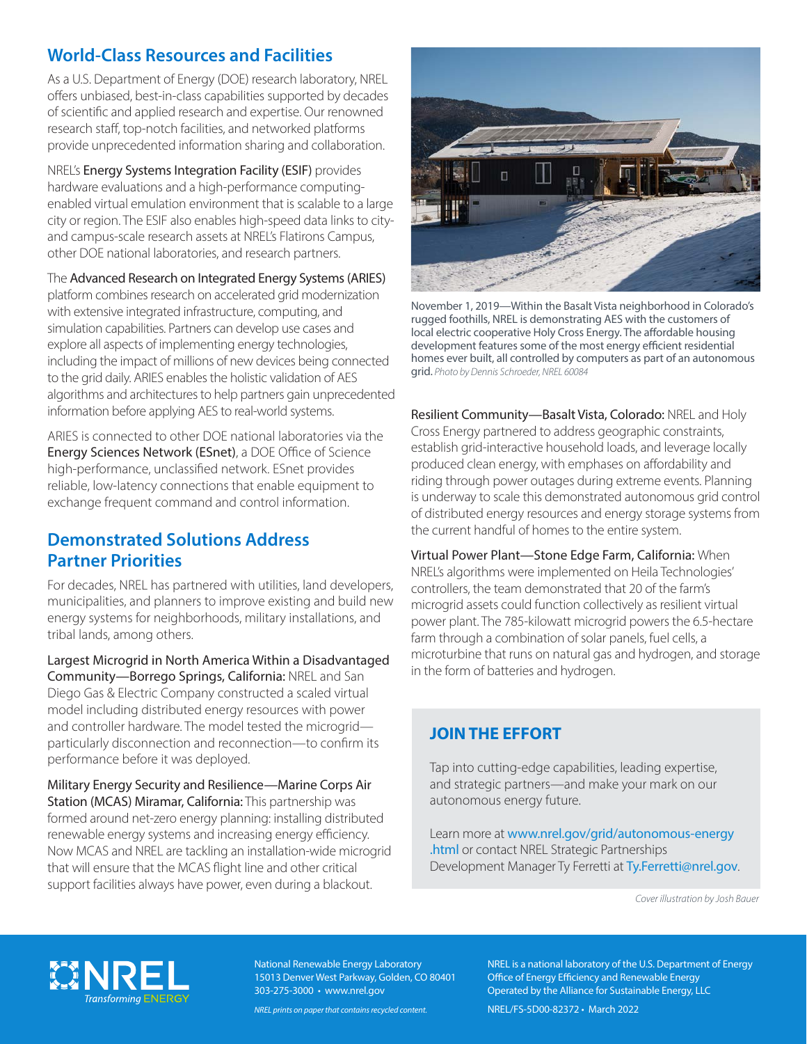## World-Class Resources and Facilities

As a U.S. Department of Energy (DOE) research laboratory, NREL offers unbiased, best-in-class capabilities supported by decades of scientific and applied research and expertise. Our renowned research staff, top-notch facilities, and networked platforms provide unprecedented information sharing and collaboration.

NREL's **Energy Systems Integration Facility (ESIF)** provides hardware evaluations and a high-performance computing-enabled virtual emulation environment that is scalable to a large city or region. The ESIF also enables high-speed data links to city- and campus-scale research assets at NREL's Flatirons Campus, other DOE national laboratories, and research partners.

The **Advanced Research on Integrated Energy Systems (ARIES)** platform combines research on accelerated grid modernization with extensive integrated infrastructure, computing, and simulation capabilities. Partners can develop use cases and explore all aspects of implementing energy technologies, including the impact of millions of new devices being connected to the grid daily. ARIES enables the holistic validation of AES algorithms and architectures to help partners gain unprecedented information before applying AES to real-world systems.

ARIES is connected to other DOE national laboratories via the **Energy Sciences Network (ESnet)**, a DOE Office of Science high-performance, unclassified network. ESnet provides reliable, low-latency connections that enable equipment to exchange frequent command and control information.

## Demonstrated Solutions Address Partner Priorities

For decades, NREL has partnered with utilities, land developers, municipalities, and planners to improve existing and build new energy systems for neighborhoods, military installations, and tribal lands, among others.

**Largest Microgrid in North America Within a Disadvantaged Community—Borrego Springs, California:** NREL and San Diego Gas & Electric Company constructed a scaled virtual model including distributed energy resources with power and controller hardware. The model tested the microgrid—particularly disconnection and reconnection—to confirm its performance before it was deployed.

**Military Energy Security and Resilience—Marine Corps Air Station (MCAS) Miramar, California:** This partnership was formed around net-zero energy planning: installing distributed renewable energy systems and increasing energy efficiency. Now MCAS and NREL are tackling an installation-wide microgrid that will ensure that the MCAS flight line and other critical support facilities always have power, even during a blackout.

November 1, 2019—Within the Basalt Vista neighborhood in Colorado's rugged foothills, NREL is demonstrating AES with the customers of local electric cooperative Holy Cross Energy. The affordable housing development features some of the most energy efficient residential homes ever built, all controlled by computers as part of an autonomous grid. *Photo by Dennis Schroeder, NREL 60084*

**Resilient Community—Basalt Vista, Colorado:** NREL and Holy Cross Energy partnered to address geographic constraints, establish grid-interactive household loads, and leverage locally produced clean energy, with emphases on affordability and riding through power outages during extreme events. Planning is underway to scale this demonstrated autonomous grid control of distributed energy resources and energy storage systems from the current handful of homes to the entire system.

**Virtual Power Plant—Stone Edge Farm, California:** When NREL's algorithms were implemented on Heila Technologies' controllers, the team demonstrated that 20 of the farm's microgrid assets could function collectively as resilient virtual power plant. The 785-kilowatt microgrid powers the 6.5-hectare farm through a combination of solar panels, fuel cells, a microturbine that runs on natural gas and hydrogen, and storage in the form of batteries and hydrogen.

### JOIN THE EFFORT

Tap into cutting-edge capabilities, leading expertise, and strategic partners—and make your mark on our autonomous energy future.

Learn more at www.nrel.gov/grid/autonomous-energy.html or contact NREL Strategic Partnerships Development Manager Ty Ferretti at Ty.Ferretti@nrel.gov.

*Cover illustration by Josh Bauer*

NREL Transforming ENERGY

National Renewable Energy Laboratory
15013 Denver West Parkway, Golden, CO 80401
303-275-3000 • www.nrel.gov

*NREL prints on paper that contains recycled content.*

NREL is a national laboratory of the U.S. Department of Energy
Office of Energy Efficiency and Renewable Energy
Operated by the Alliance for Sustainable Energy, LLC

NREL/FS-5D00-82372 • March 2022